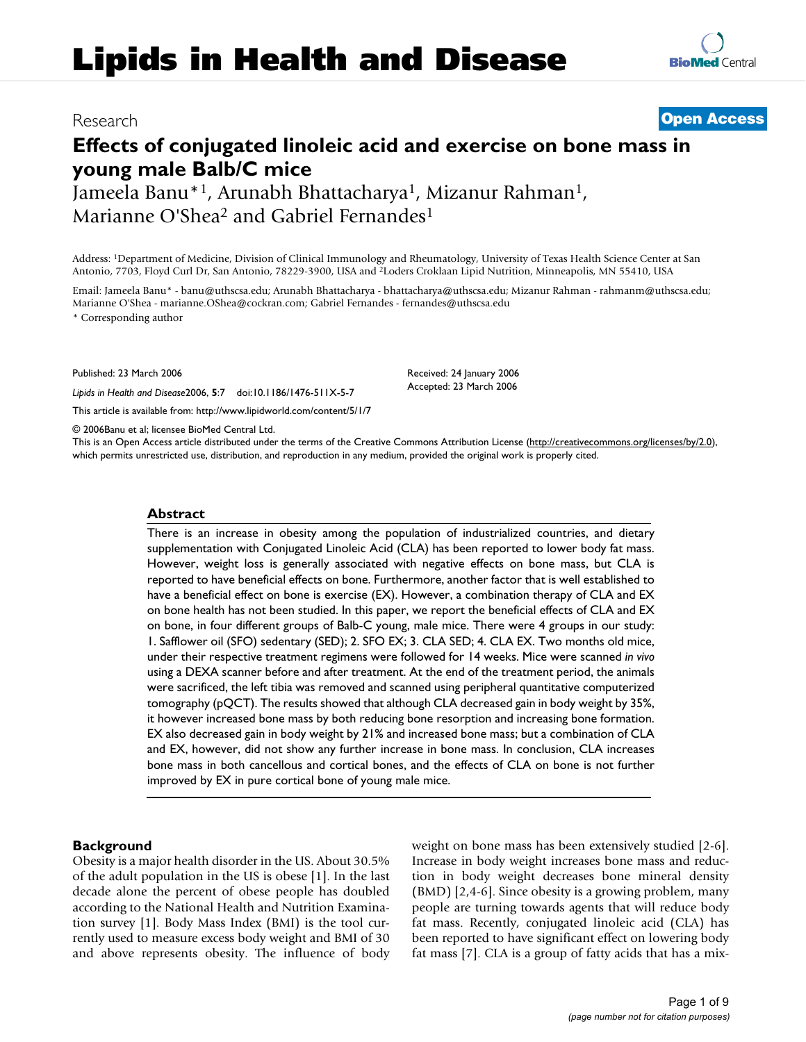# Lipids in Health and Disease

Research

**Open Access**

# Effects of conjugated linoleic acid and exercise on bone mass in young male Balb/C mice

Jameela Banu*[1], Arunabh Bhattacharya[1], Mizanur Rahman[1], Marianne O'Shea[2] and Gabriel Fernandes[1]

Address: [1]Department of Medicine, Division of Clinical Immunology and Rheumatology, University of Texas Health Science Center at San Antonio, 7703, Floyd Curl Dr, San Antonio, 78229-3900, USA and [2]Loders Croklaan Lipid Nutrition, Minneapolis, MN 55410, USA

Email: Jameela Banu* - banu@uthscsa.edu; Arunabh Bhattacharya - bhattacharya@uthscsa.edu; Mizanur Rahman - rahmanm@uthscsa.edu; Marianne O'Shea - marianne.OShea@cockran.com; Gabriel Fernandes - fernandes@uthscsa.edu

* Corresponding author

Published: 23 March 2006

*Lipids in Health and Disease*2006, **5**:7 doi:10.1186/1476-511X-5-7

This article is available from: http://www.lipidworld.com/content/5/1/7

Received: 24 January 2006
Accepted: 23 March 2006

© 2006Banu et al; licensee BioMed Central Ltd.
This is an Open Access article distributed under the terms of the Creative Commons Attribution License (http://creativecommons.org/licenses/by/2.0), which permits unrestricted use, distribution, and reproduction in any medium, provided the original work is properly cited.

## Abstract

There is an increase in obesity among the population of industrialized countries, and dietary supplementation with Conjugated Linoleic Acid (CLA) has been reported to lower body fat mass. However, weight loss is generally associated with negative effects on bone mass, but CLA is reported to have beneficial effects on bone. Furthermore, another factor that is well established to have a beneficial effect on bone is exercise (EX). However, a combination therapy of CLA and EX on bone health has not been studied. In this paper, we report the beneficial effects of CLA and EX on bone, in four different groups of Balb-C young, male mice. There were 4 groups in our study: 1. Safflower oil (SFO) sedentary (SED); 2. SFO EX; 3. CLA SED; 4. CLA EX. Two months old mice, under their respective treatment regimens were followed for 14 weeks. Mice were scanned *in vivo* using a DEXA scanner before and after treatment. At the end of the treatment period, the animals were sacrificed, the left tibia was removed and scanned using peripheral quantitative computerized tomography (pQCT). The results showed that although CLA decreased gain in body weight by 35%, it however increased bone mass by both reducing bone resorption and increasing bone formation. EX also decreased gain in body weight by 21% and increased bone mass; but a combination of CLA and EX, however, did not show any further increase in bone mass. In conclusion, CLA increases bone mass in both cancellous and cortical bones, and the effects of CLA on bone is not further improved by EX in pure cortical bone of young male mice.

## Background

Obesity is a major health disorder in the US. About 30.5% of the adult population in the US is obese [1]. In the last decade alone the percent of obese people has doubled according to the National Health and Nutrition Examination survey [1]. Body Mass Index (BMI) is the tool currently used to measure excess body weight and BMI of 30 and above represents obesity. The influence of body weight on bone mass has been extensively studied [2-6]. Increase in body weight increases bone mass and reduction in body weight decreases bone mineral density (BMD) [2,4-6]. Since obesity is a growing problem, many people are turning towards agents that will reduce body fat mass. Recently, conjugated linoleic acid (CLA) has been reported to have significant effect on lowering body fat mass [7]. CLA is a group of fatty acids that has a mix-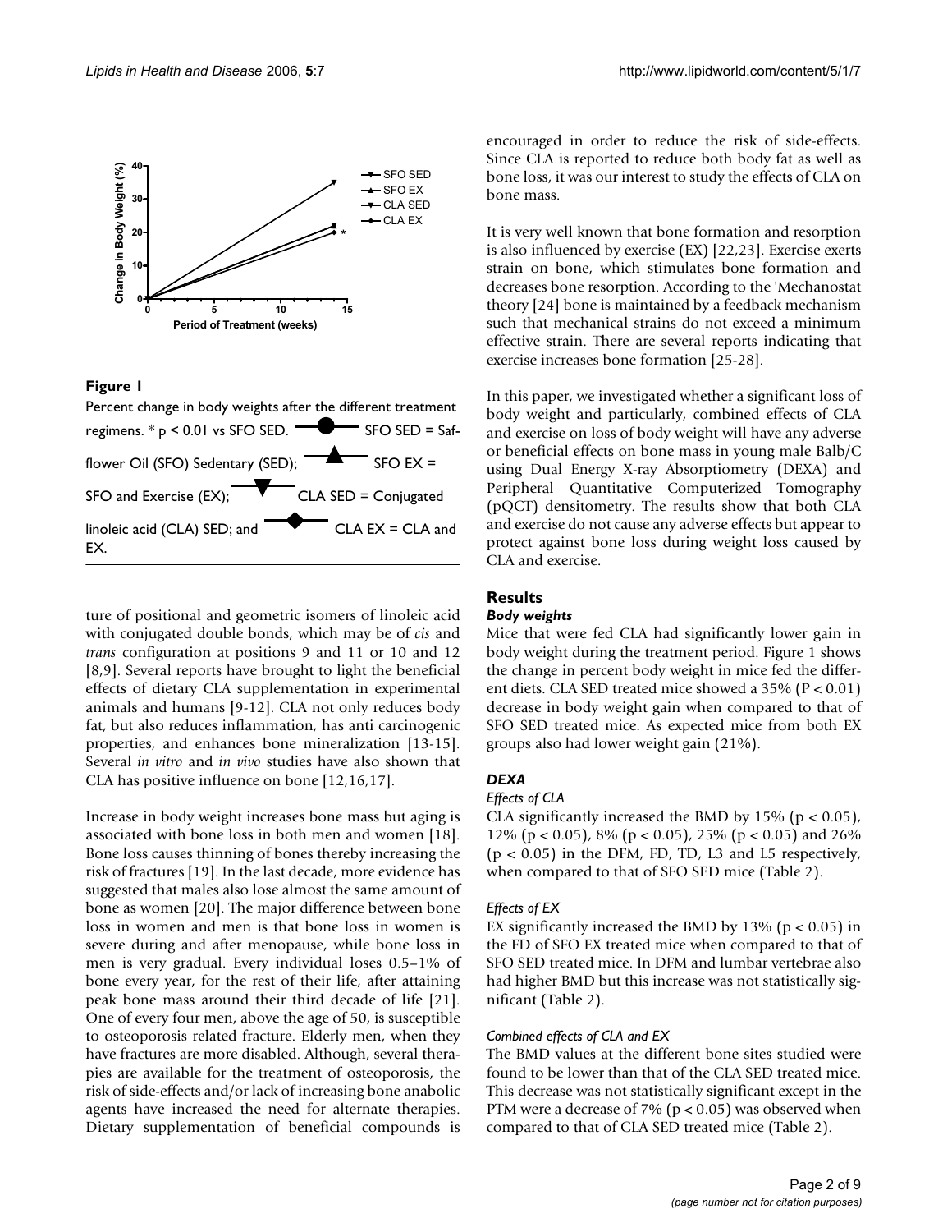**Figure 1**

Percent change in body weights after the different treatment regimens. * p < 0.01 vs SFO SED. SFO SED = Safflower Oil (SFO) Sedentary (SED); SFO EX = SFO and Exercise (EX); CLA SED = Conjugated linoleic acid (CLA) SED; and CLA EX = CLA and EX.

ture of positional and geometric isomers of linoleic acid with conjugated double bonds, which may be of *cis* and *trans* configuration at positions 9 and 11 or 10 and 12 [8,9]. Several reports have brought to light the beneficial effects of dietary CLA supplementation in experimental animals and humans [9-12]. CLA not only reduces body fat, but also reduces inflammation, has anti carcinogenic properties, and enhances bone mineralization [13-15]. Several *in vitro* and *in vivo* studies have also shown that CLA has positive influence on bone [12,16,17].

Increase in body weight increases bone mass but aging is associated with bone loss in both men and women [18]. Bone loss causes thinning of bones thereby increasing the risk of fractures [19]. In the last decade, more evidence has suggested that males also lose almost the same amount of bone as women [20]. The major difference between bone loss in women and men is that bone loss in women is severe during and after menopause, while bone loss in men is very gradual. Every individual loses 0.5–1% of bone every year, for the rest of their life, after attaining peak bone mass around their third decade of life [21]. One of every four men, above the age of 50, is susceptible to osteoporosis related fracture. Elderly men, when they have fractures are more disabled. Although, several therapies are available for the treatment of osteoporosis, the risk of side-effects and/or lack of increasing bone anabolic agents have increased the need for alternate therapies. Dietary supplementation of beneficial compounds is encouraged in order to reduce the risk of side-effects. Since CLA is reported to reduce both body fat as well as bone loss, it was our interest to study the effects of CLA on bone mass.

It is very well known that bone formation and resorption is also influenced by exercise (EX) [22,23]. Exercise exerts strain on bone, which stimulates bone formation and decreases bone resorption. According to the 'Mechanostat theory [24] bone is maintained by a feedback mechanism such that mechanical strains do not exceed a minimum effective strain. There are several reports indicating that exercise increases bone formation [25-28].

In this paper, we investigated whether a significant loss of body weight and particularly, combined effects of CLA and exercise on loss of body weight will have any adverse or beneficial effects on bone mass in young male Balb/C using Dual Energy X-ray Absorptiometry (DEXA) and Peripheral Quantitative Computerized Tomography (pQCT) densitometry. The results show that both CLA and exercise do not cause any adverse effects but appear to protect against bone loss during weight loss caused by CLA and exercise.

## Results

### *Body weights*

Mice that were fed CLA had significantly lower gain in body weight during the treatment period. Figure 1 shows the change in percent body weight in mice fed the different diets. CLA SED treated mice showed a 35% ($P < 0.01$) decrease in body weight gain when compared to that of SFO SED treated mice. As expected mice from both EX groups also had lower weight gain (21%).

### *DEXA*

#### *Effects of CLA*

CLA significantly increased the BMD by 15% ($p < 0.05$), 12% ($p < 0.05$), 8% ($p < 0.05$), 25% ($p < 0.05$) and 26% ($p < 0.05$) in the DFM, FD, TD, L3 and L5 respectively, when compared to that of SFO SED mice (Table 2).

#### *Effects of EX*

EX significantly increased the BMD by 13% ($p < 0.05$) in the FD of SFO EX treated mice when compared to that of SFO SED treated mice. In DFM and lumbar vertebrae also had higher BMD but this increase was not statistically significant (Table 2).

#### *Combined effects of CLA and EX*

The BMD values at the different bone sites studied were found to be lower than that of the CLA SED treated mice. This decrease was not statistically significant except in the PTM were a decrease of 7% ($p < 0.05$) was observed when compared to that of CLA SED treated mice (Table 2).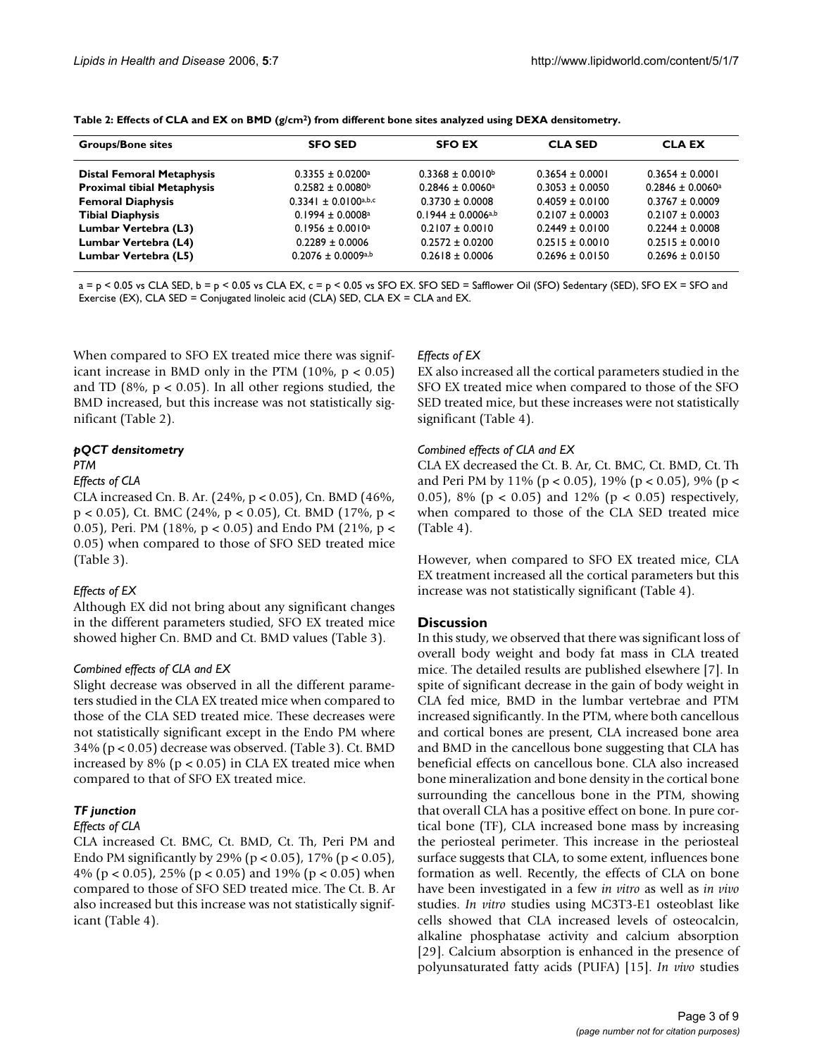**Table 2: Effects of CLA and EX on BMD (g/cm$^2$) from different bone sites analyzed using DEXA densitometry.**

| Groups/Bone sites | SFO SED | SFO EX | CLA SED | CLA EX |
|---|---|---|---|---|
| **Distal Femoral Metaphysis** | 0.3355 ± 0.0200[a] | 0.3368 ± 0.0010[b] | 0.3654 ± 0.0001 | 0.3654 ± 0.0001 |
| **Proximal tibial Metaphysis** | 0.2582 ± 0.0080[b] | 0.2846 ± 0.0060[a] | 0.3053 ± 0.0050 | 0.2846 ± 0.0060[a] |
| **Femoral Diaphysis** | 0.3341 ± 0.0100[a,b,c] | 0.3730 ± 0.0008 | 0.4059 ± 0.0100 | 0.3767 ± 0.0009 |
| **Tibial Diaphysis** | 0.1994 ± 0.0008[a] | 0.1944 ± 0.0006[a,b] | 0.2107 ± 0.0003 | 0.2107 ± 0.0003 |
| **Lumbar Vertebra (L3)** | 0.1956 ± 0.0010[a] | 0.2107 ± 0.0010 | 0.2449 ± 0.0100 | 0.2244 ± 0.0008 |
| **Lumbar Vertebra (L4)** | 0.2289 ± 0.0006 | 0.2572 ± 0.0200 | 0.2515 ± 0.0010 | 0.2515 ± 0.0010 |
| **Lumbar Vertebra (L5)** | 0.2076 ± 0.0009[a,b] | 0.2618 ± 0.0006 | 0.2696 ± 0.0150 | 0.2696 ± 0.0150 |

a = $p < 0.05$ vs CLA SED, b = $p < 0.05$ vs CLA EX, c = $p < 0.05$ vs SFO EX. SFO SED = Safflower Oil (SFO) Sedentary (SED), SFO EX = SFO and Exercise (EX), CLA SED = Conjugated linoleic acid (CLA) SED, CLA EX = CLA and EX.

When compared to SFO EX treated mice there was significant increase in BMD only in the PTM (10%, $p < 0.05$) and TD (8%, $p < 0.05$). In all other regions studied, the BMD increased, but this increase was not statistically significant (Table 2).

### pQCT densitometry

#### PTM

*Effects of CLA*

CLA increased Cn. B. Ar. (24%, $p < 0.05$), Cn. BMD (46%, $p < 0.05$), Ct. BMC (24%, $p < 0.05$), Ct. BMD (17%, $p < 0.05$), Peri. PM (18%, $p < 0.05$) and Endo PM (21%, $p < 0.05$) when compared to those of SFO SED treated mice (Table 3).

*Effects of EX*

Although EX did not bring about any significant changes in the different parameters studied, SFO EX treated mice showed higher Cn. BMD and Ct. BMD values (Table 3).

*Combined effects of CLA and EX*

Slight decrease was observed in all the different parameters studied in the CLA EX treated mice when compared to those of the CLA SED treated mice. These decreases were not statistically significant except in the Endo PM where 34% ($p < 0.05$) decrease was observed. (Table 3). Ct. BMD increased by 8% ($p < 0.05$) in CLA EX treated mice when compared to that of SFO EX treated mice.

#### TF junction

*Effects of CLA*

CLA increased Ct. BMC, Ct. BMD, Ct. Th, Peri PM and Endo PM significantly by 29% ($p < 0.05$), 17% ($p < 0.05$), 4% ($p < 0.05$), 25% ($p < 0.05$) and 19% ($p < 0.05$) when compared to those of SFO SED treated mice. The Ct. B. Ar also increased but this increase was not statistically significant (Table 4).

*Effects of EX*

EX also increased all the cortical parameters studied in the SFO EX treated mice when compared to those of the SFO SED treated mice, but these increases were not statistically significant (Table 4).

*Combined effects of CLA and EX*

CLA EX decreased the Ct. B. Ar, Ct. BMC, Ct. BMD, Ct. Th and Peri PM by 11% ($p < 0.05$), 19% ($p < 0.05$), 9% ($p < 0.05$), 8% ($p < 0.05$) and 12% ($p < 0.05$) respectively, when compared to those of the CLA SED treated mice (Table 4).

However, when compared to SFO EX treated mice, CLA EX treatment increased all the cortical parameters but this increase was not statistically significant (Table 4).

## Discussion

In this study, we observed that there was significant loss of overall body weight and body fat mass in CLA treated mice. The detailed results are published elsewhere [7]. In spite of significant decrease in the gain of body weight in CLA fed mice, BMD in the lumbar vertebrae and PTM increased significantly. In the PTM, where both cancellous and cortical bones are present, CLA increased bone area and BMD in the cancellous bone suggesting that CLA has beneficial effects on cancellous bone. CLA also increased bone mineralization and bone density in the cortical bone surrounding the cancellous bone in the PTM, showing that overall CLA has a positive effect on bone. In pure cortical bone (TF), CLA increased bone mass by increasing the periosteal perimeter. This increase in the periosteal surface suggests that CLA, to some extent, influences bone formation as well. Recently, the effects of CLA on bone have been investigated in a few *in vitro* as well as *in vivo* studies. *In vitro* studies using MC3T3-E1 osteoblast like cells showed that CLA increased levels of osteocalcin, alkaline phosphatase activity and calcium absorption [29]. Calcium absorption is enhanced in the presence of polyunsaturated fatty acids (PUFA) [15]. *In vivo* studies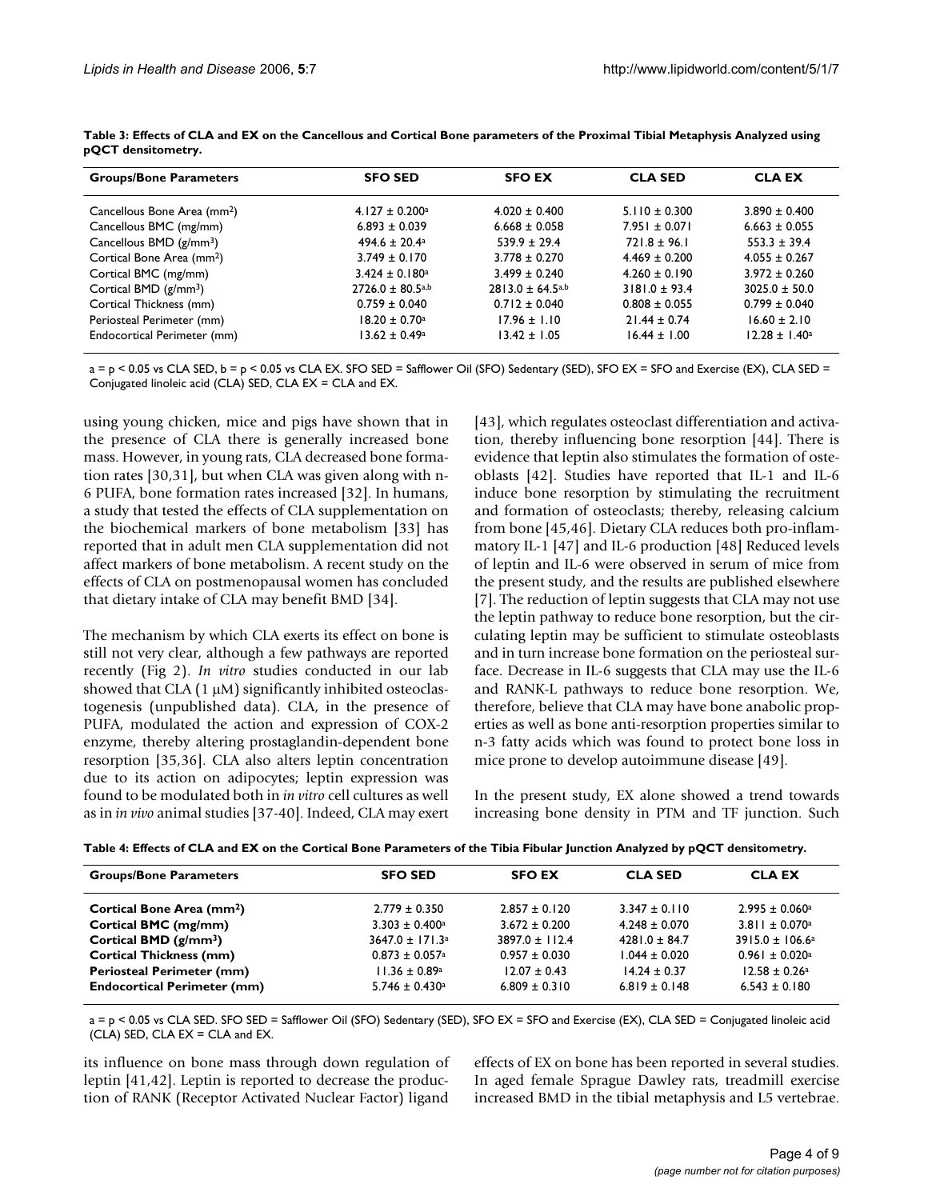**Table 3: Effects of CLA and EX on the Cancellous and Cortical Bone parameters of the Proximal Tibial Metaphysis Analyzed using pQCT densitometry.**

| Groups/Bone Parameters | SFO SED | SFO EX | CLA SED | CLA EX |
|---|---|---|---|---|
| Cancellous Bone Area (mm²) | 4.127 ± 0.200[a] | 4.020 ± 0.400 | 5.110 ± 0.300 | 3.890 ± 0.400 |
| Cancellous BMC (mg/mm) | 6.893 ± 0.039 | 6.668 ± 0.058 | 7.951 ± 0.071 | 6.663 ± 0.055 |
| Cancellous BMD (g/mm³) | 494.6 ± 20.4[a] | 539.9 ± 29.4 | 721.8 ± 96.1 | 553.3 ± 39.4 |
| Cortical Bone Area (mm²) | 3.749 ± 0.170 | 3.778 ± 0.270 | 4.469 ± 0.200 | 4.055 ± 0.267 |
| Cortical BMC (mg/mm) | 3.424 ± 0.180[a] | 3.499 ± 0.240 | 4.260 ± 0.190 | 3.972 ± 0.260 |
| Cortical BMD (g/mm³) | 2726.0 ± 80.5[a,b] | 2813.0 ± 64.5[a,b] | 3181.0 ± 93.4 | 3025.0 ± 50.0 |
| Cortical Thickness (mm) | 0.759 ± 0.040 | 0.712 ± 0.040 | 0.808 ± 0.055 | 0.799 ± 0.040 |
| Periosteal Perimeter (mm) | 18.20 ± 0.70[a] | 17.96 ± 1.10 | 21.44 ± 0.74 | 16.60 ± 2.10 |
| Endocortical Perimeter (mm) | 13.62 ± 0.49[a] | 13.42 ± 1.05 | 16.44 ± 1.00 | 12.28 ± 1.40[a] |

a = p < 0.05 vs CLA SED, b = p < 0.05 vs CLA EX. SFO SED = Safflower Oil (SFO) Sedentary (SED), SFO EX = SFO and Exercise (EX), CLA SED = Conjugated linoleic acid (CLA) SED, CLA EX = CLA and EX.

using young chicken, mice and pigs have shown that in the presence of CLA there is generally increased bone mass. However, in young rats, CLA decreased bone formation rates [30,31], but when CLA was given along with n-6 PUFA, bone formation rates increased [32]. In humans, a study that tested the effects of CLA supplementation on the biochemical markers of bone metabolism [33] has reported that in adult men CLA supplementation did not affect markers of bone metabolism. A recent study on the effects of CLA on postmenopausal women has concluded that dietary intake of CLA may benefit BMD [34].

The mechanism by which CLA exerts its effect on bone is still not very clear, although a few pathways are reported recently (Fig 2). *In vitro* studies conducted in our lab showed that CLA (1 μM) significantly inhibited osteoclastogenesis (unpublished data). CLA, in the presence of PUFA, modulated the action and expression of COX-2 enzyme, thereby altering prostaglandin-dependent bone resorption [35,36]. CLA also alters leptin concentration due to its action on adipocytes; leptin expression was found to be modulated both in *in vitro* cell cultures as well as in *in vivo* animal studies [37-40]. Indeed, CLA may exert its influence on bone mass through down regulation of leptin [41,42]. Leptin is reported to decrease the production of RANK (Receptor Activated Nuclear Factor) ligand [43], which regulates osteoclast differentiation and activation, thereby influencing bone resorption [44]. There is evidence that leptin also stimulates the formation of osteoblasts [42]. Studies have reported that IL-1 and IL-6 induce bone resorption by stimulating the recruitment and formation of osteoclasts; thereby, releasing calcium from bone [45,46]. Dietary CLA reduces both pro-inflammatory IL-1 [47] and IL-6 production [48] Reduced levels of leptin and IL-6 were observed in serum of mice from the present study, and the results are published elsewhere [7]. The reduction of leptin suggests that CLA may not use the leptin pathway to reduce bone resorption, but the circulating leptin may be sufficient to stimulate osteoblasts and in turn increase bone formation on the periosteal surface. Decrease in IL-6 suggests that CLA may use the IL-6 and RANK-L pathways to reduce bone resorption. We, therefore, believe that CLA may have bone anabolic properties as well as bone anti-resorption properties similar to n-3 fatty acids which was found to protect bone loss in mice prone to develop autoimmune disease [49].

In the present study, EX alone showed a trend towards increasing bone density in PTM and TF junction. Such effects of EX on bone has been reported in several studies. In aged female Sprague Dawley rats, treadmill exercise increased BMD in the tibial metaphysis and L5 vertebrae.

**Table 4: Effects of CLA and EX on the Cortical Bone Parameters of the Tibia Fibular Junction Analyzed by pQCT densitometry.**

| Groups/Bone Parameters | SFO SED | SFO EX | CLA SED | CLA EX |
|---|---|---|---|---|
| **Cortical Bone Area (mm²)** | 2.779 ± 0.350 | 2.857 ± 0.120 | 3.347 ± 0.110 | 2.995 ± 0.060[a] |
| **Cortical BMC (mg/mm)** | 3.303 ± 0.400[a] | 3.672 ± 0.200 | 4.248 ± 0.070 | 3.811 ± 0.070[a] |
| **Cortical BMD (g/mm³)** | 3647.0 ± 171.3[a] | 3897.0 ± 112.4 | 4281.0 ± 84.7 | 3915.0 ± 106.6[a] |
| **Cortical Thickness (mm)** | 0.873 ± 0.057[a] | 0.957 ± 0.030 | 1.044 ± 0.020 | 0.961 ± 0.020[a] |
| **Periosteal Perimeter (mm)** | 11.36 ± 0.89[a] | 12.07 ± 0.43 | 14.24 ± 0.37 | 12.58 ± 0.26[a] |
| **Endocortical Perimeter (mm)** | 5.746 ± 0.430[a] | 6.809 ± 0.310 | 6.819 ± 0.148 | 6.543 ± 0.180 |

a = p < 0.05 vs CLA SED. SFO SED = Safflower Oil (SFO) Sedentary (SED), SFO EX = SFO and Exercise (EX), CLA SED = Conjugated linoleic acid (CLA) SED, CLA EX = CLA and EX.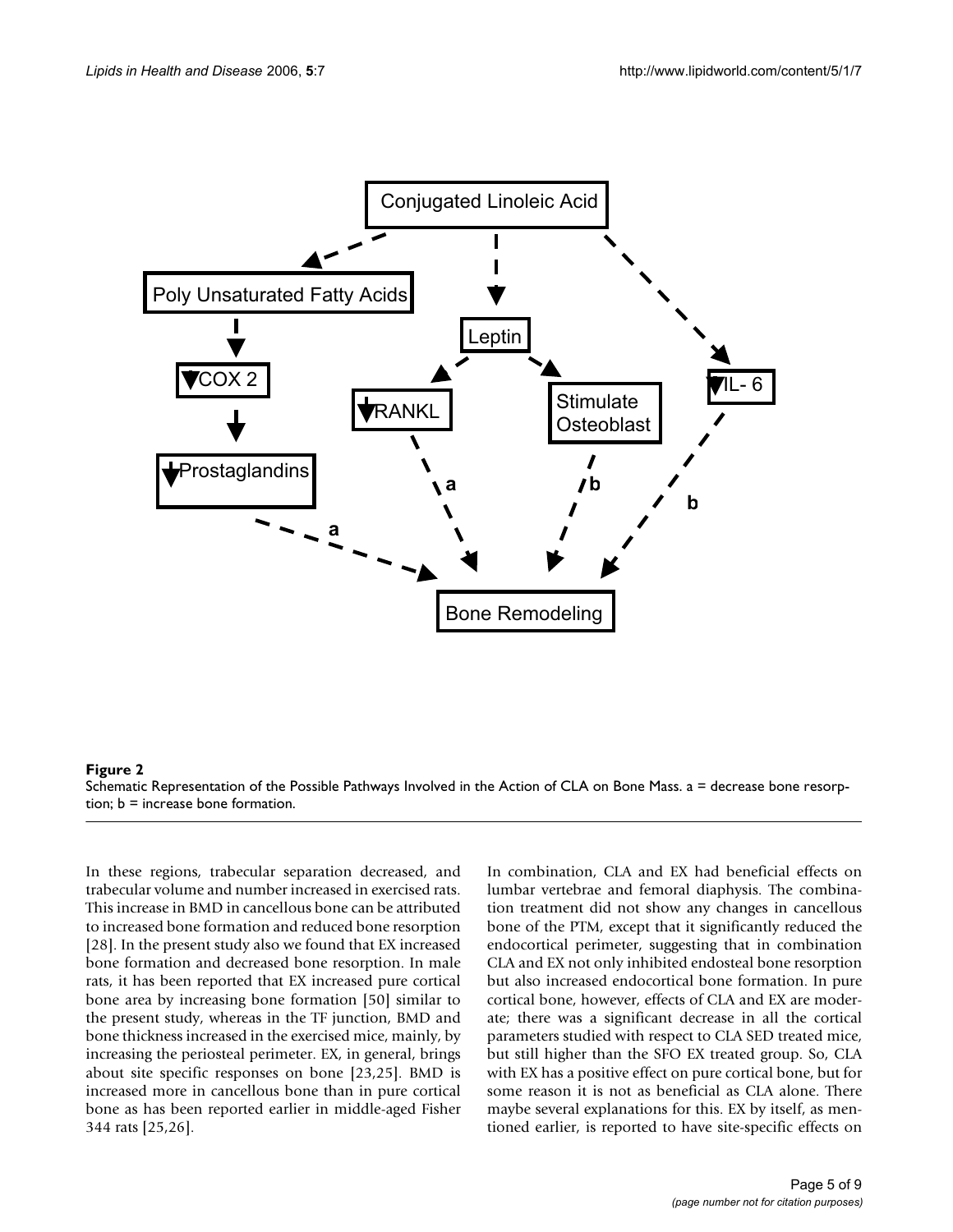**Figure 2**
Schematic Representation of the Possible Pathways Involved in the Action of CLA on Bone Mass. a = decrease bone resorption; b = increase bone formation.

In these regions, trabecular separation decreased, and trabecular volume and number increased in exercised rats. This increase in BMD in cancellous bone can be attributed to increased bone formation and reduced bone resorption [28]. In the present study also we found that EX increased bone formation and decreased bone resorption. In male rats, it has been reported that EX increased pure cortical bone area by increasing bone formation [50] similar to the present study, whereas in the TF junction, BMD and bone thickness increased in the exercised mice, mainly, by increasing the periosteal perimeter. EX, in general, brings about site specific responses on bone [23,25]. BMD is increased more in cancellous bone than in pure cortical bone as has been reported earlier in middle-aged Fisher 344 rats [25,26].

In combination, CLA and EX had beneficial effects on lumbar vertebrae and femoral diaphysis. The combination treatment did not show any changes in cancellous bone of the PTM, except that it significantly reduced the endocortical perimeter, suggesting that in combination CLA and EX not only inhibited endosteal bone resorption but also increased endocortical bone formation. In pure cortical bone, however, effects of CLA and EX are moderate; there was a significant decrease in all the cortical parameters studied with respect to CLA SED treated mice, but still higher than the SFO EX treated group. So, CLA with EX has a positive effect on pure cortical bone, but for some reason it is not as beneficial as CLA alone. There maybe several explanations for this. EX by itself, as mentioned earlier, is reported to have site-specific effects on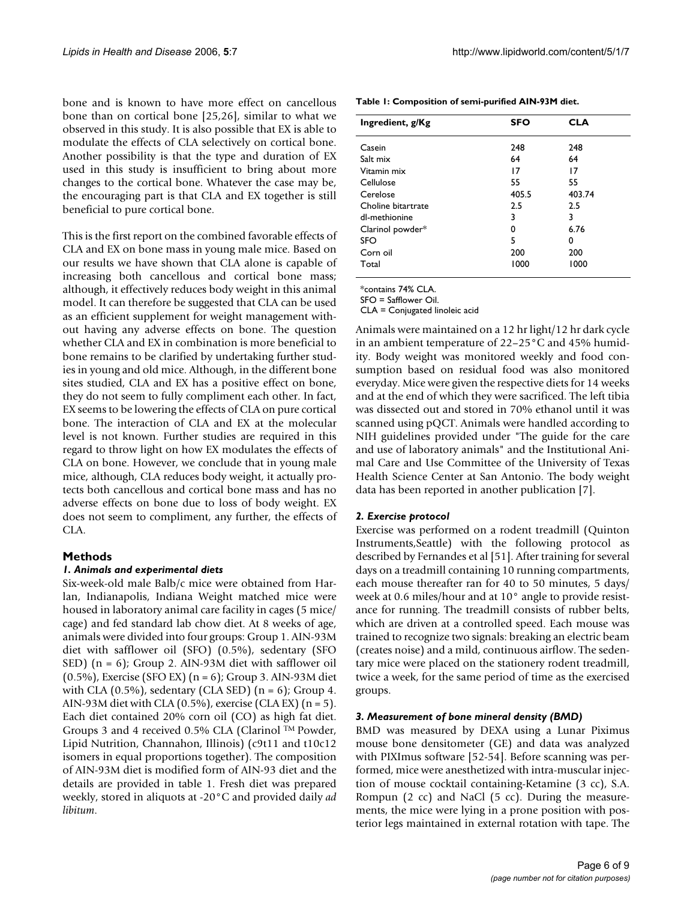bone and is known to have more effect on cancellous bone than on cortical bone [25,26], similar to what we observed in this study. It is also possible that EX is able to modulate the effects of CLA selectively on cortical bone. Another possibility is that the type and duration of EX used in this study is insufficient to bring about more changes to the cortical bone. Whatever the case may be, the encouraging part is that CLA and EX together is still beneficial to pure cortical bone.

This is the first report on the combined favorable effects of CLA and EX on bone mass in young male mice. Based on our results we have shown that CLA alone is capable of increasing both cancellous and cortical bone mass; although, it effectively reduces body weight in this animal model. It can therefore be suggested that CLA can be used as an efficient supplement for weight management without having any adverse effects on bone. The question whether CLA and EX in combination is more beneficial to bone remains to be clarified by undertaking further studies in young and old mice. Although, in the different bone sites studied, CLA and EX has a positive effect on bone, they do not seem to fully compliment each other. In fact, EX seems to be lowering the effects of CLA on pure cortical bone. The interaction of CLA and EX at the molecular level is not known. Further studies are required in this regard to throw light on how EX modulates the effects of CLA on bone. However, we conclude that in young male mice, although, CLA reduces body weight, it actually protects both cancellous and cortical bone mass and has no adverse effects on bone due to loss of body weight. EX does not seem to compliment, any further, the effects of CLA.

## Methods

### *1. Animals and experimental diets*

Six-week-old male Balb/c mice were obtained from Harlan, Indianapolis, Indiana Weight matched mice were housed in laboratory animal care facility in cages (5 mice/cage) and fed standard lab chow diet. At 8 weeks of age, animals were divided into four groups: Group 1. AIN-93M diet with safflower oil (SFO) (0.5%), sedentary (SFO SED) (n = 6); Group 2. AIN-93M diet with safflower oil (0.5%), Exercise (SFO EX) (n = 6); Group 3. AIN-93M diet with CLA (0.5%), sedentary (CLA SED) (n = 6); Group 4. AIN-93M diet with CLA (0.5%), exercise (CLA EX) (n = 5). Each diet contained 20% corn oil (CO) as high fat diet. Groups 3 and 4 received 0.5% CLA (Clarinol TM Powder, Lipid Nutrition, Channahon, Illinois) (c9t11 and t10c12 isomers in equal proportions together). The composition of AIN-93M diet is modified form of AIN-93 diet and the details are provided in table 1. Fresh diet was prepared weekly, stored in aliquots at -20°C and provided daily *ad libitum*.

**Table 1: Composition of semi-purified AIN-93M diet.**

| Ingredient, g/Kg | SFO | CLA |
|---|---|---|
| Casein | 248 | 248 |
| Salt mix | 64 | 64 |
| Vitamin mix | 17 | 17 |
| Cellulose | 55 | 55 |
| Cerelose | 405.5 | 403.74 |
| Choline bitartrate | 2.5 | 2.5 |
| dl-methionine | 3 | 3 |
| Clarinol powder* | 0 | 6.76 |
| SFO | 5 | 0 |
| Corn oil | 200 | 200 |
| Total | 1000 | 1000 |

*contains 74% CLA.
SFO = Safflower Oil.
CLA = Conjugated linoleic acid

Animals were maintained on a 12 hr light/12 hr dark cycle in an ambient temperature of 22–25°C and 45% humidity. Body weight was monitored weekly and food consumption based on residual food was also monitored everyday. Mice were given the respective diets for 14 weeks and at the end of which they were sacrificed. The left tibia was dissected out and stored in 70% ethanol until it was scanned using pQCT. Animals were handled according to NIH guidelines provided under "The guide for the care and use of laboratory animals" and the Institutional Animal Care and Use Committee of the University of Texas Health Science Center at San Antonio. The body weight data has been reported in another publication [7].

### *2. Exercise protocol*

Exercise was performed on a rodent treadmill (Quinton Instruments,Seattle) with the following protocol as described by Fernandes et al [51]. After training for several days on a treadmill containing 10 running compartments, each mouse thereafter ran for 40 to 50 minutes, 5 days/week at 0.6 miles/hour and at 10° angle to provide resistance for running. The treadmill consists of rubber belts, which are driven at a controlled speed. Each mouse was trained to recognize two signals: breaking an electric beam (creates noise) and a mild, continuous airflow. The sedentary mice were placed on the stationery rodent treadmill, twice a week, for the same period of time as the exercised groups.

### *3. Measurement of bone mineral density (BMD)*

BMD was measured by DEXA using a Lunar Piximus mouse bone densitometer (GE) and data was analyzed with PIXImus software [52-54]. Before scanning was performed, mice were anesthetized with intra-muscular injection of mouse cocktail containing-Ketamine (3 cc), S.A. Rompun (2 cc) and NaCl (5 cc). During the measurements, the mice were lying in a prone position with posterior legs maintained in external rotation with tape. The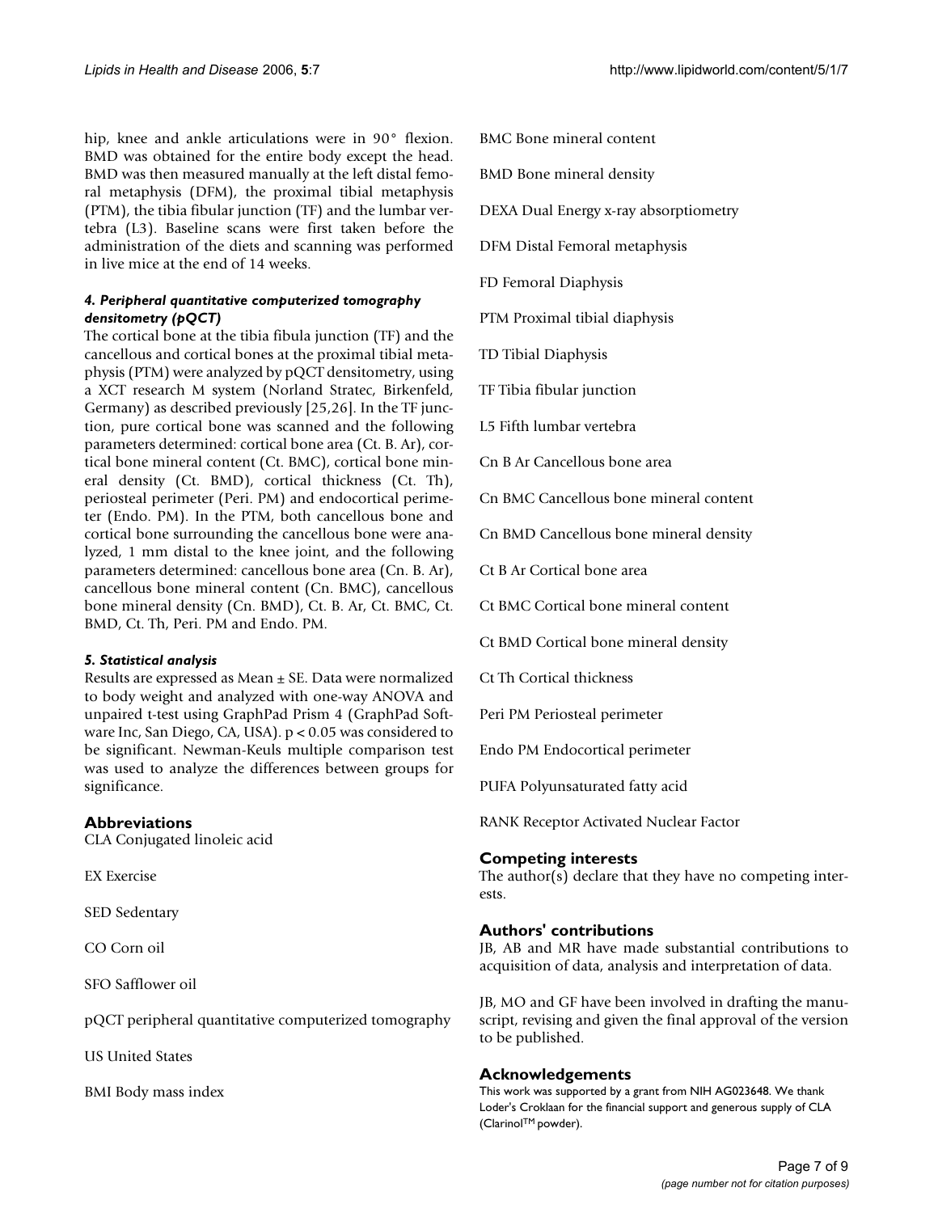hip, knee and ankle articulations were in 90° flexion. BMD was obtained for the entire body except the head. BMD was then measured manually at the left distal femoral metaphysis (DFM), the proximal tibial metaphysis (PTM), the tibia fibular junction (TF) and the lumbar vertebra (L3). Baseline scans were first taken before the administration of the diets and scanning was performed in live mice at the end of 14 weeks.

#### *4. Peripheral quantitative computerized tomography densitometry (pQCT)*

The cortical bone at the tibia fibula junction (TF) and the cancellous and cortical bones at the proximal tibial metaphysis (PTM) were analyzed by pQCT densitometry, using a XCT research M system (Norland Stratec, Birkenfeld, Germany) as described previously [25,26]. In the TF junction, pure cortical bone was scanned and the following parameters determined: cortical bone area (Ct. B. Ar), cortical bone mineral content (Ct. BMC), cortical bone mineral density (Ct. BMD), cortical thickness (Ct. Th), periosteal perimeter (Peri. PM) and endocortical perimeter (Endo. PM). In the PTM, both cancellous bone and cortical bone surrounding the cancellous bone were analyzed, 1 mm distal to the knee joint, and the following parameters determined: cancellous bone area (Cn. B. Ar), cancellous bone mineral content (Cn. BMC), cancellous bone mineral density (Cn. BMD), Ct. B. Ar, Ct. BMC, Ct. BMD, Ct. Th, Peri. PM and Endo. PM.

#### *5. Statistical analysis*

Results are expressed as Mean ± SE. Data were normalized to body weight and analyzed with one-way ANOVA and unpaired t-test using GraphPad Prism 4 (GraphPad Software Inc, San Diego, CA, USA). $p < 0.05$ was considered to be significant. Newman-Keuls multiple comparison test was used to analyze the differences between groups for significance.

## Abbreviations

CLA Conjugated linoleic acid

EX Exercise

SED Sedentary

CO Corn oil

SFO Safflower oil

pQCT peripheral quantitative computerized tomography

US United States

BMI Body mass index

BMC Bone mineral content

BMD Bone mineral density

DEXA Dual Energy x-ray absorptiometry

DFM Distal Femoral metaphysis

FD Femoral Diaphysis

PTM Proximal tibial diaphysis

TD Tibial Diaphysis

TF Tibia fibular junction

L5 Fifth lumbar vertebra

Cn B Ar Cancellous bone area

Cn BMC Cancellous bone mineral content

Cn BMD Cancellous bone mineral density

Ct B Ar Cortical bone area

Ct BMC Cortical bone mineral content

Ct BMD Cortical bone mineral density

Ct Th Cortical thickness

Peri PM Periosteal perimeter

Endo PM Endocortical perimeter

PUFA Polyunsaturated fatty acid

RANK Receptor Activated Nuclear Factor

## Competing interests

The author(s) declare that they have no competing interests.

## Authors' contributions

JB, AB and MR have made substantial contributions to acquisition of data, analysis and interpretation of data.

JB, MO and GF have been involved in drafting the manuscript, revising and given the final approval of the version to be published.

## Acknowledgements

This work was supported by a grant from NIH AG023648. We thank Loder's Croklaan for the financial support and generous supply of CLA (Clarinol™ powder).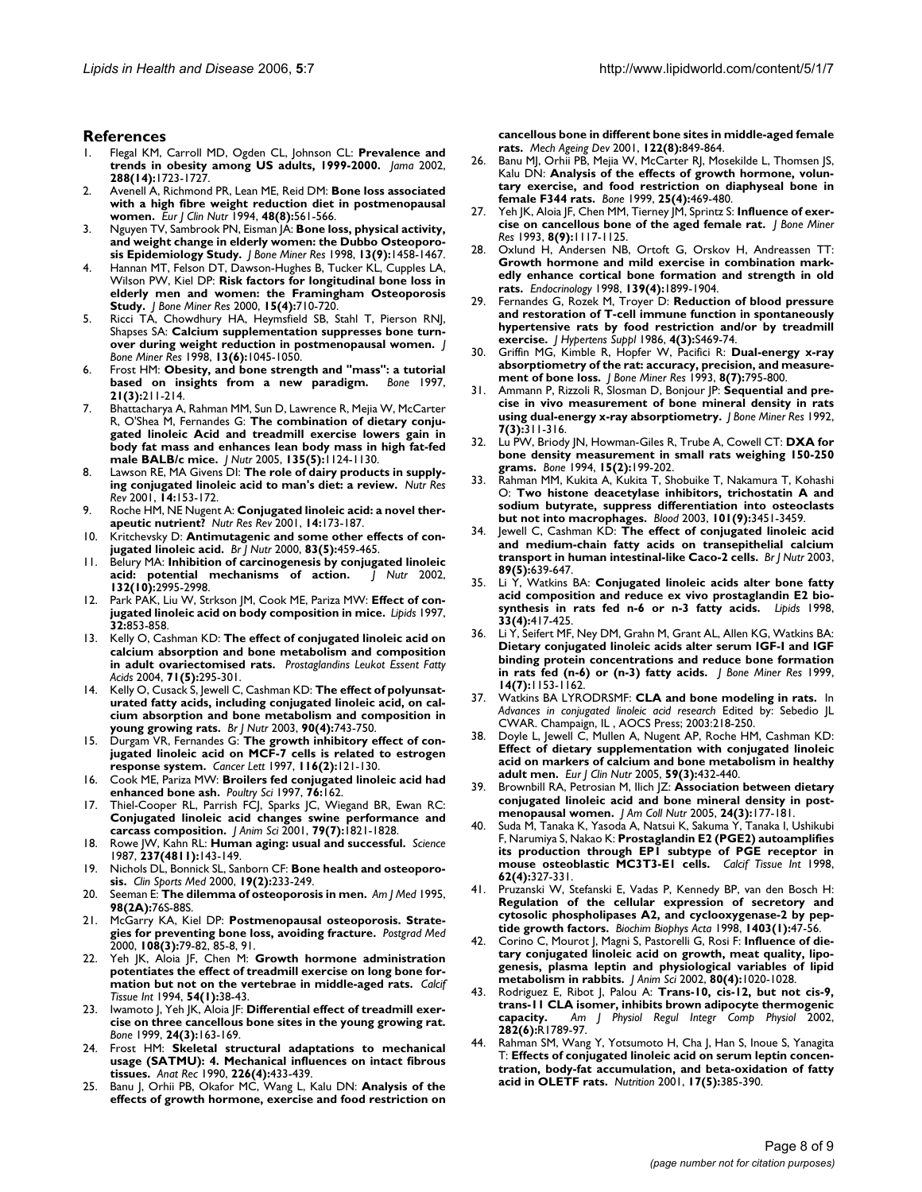## References

1. Flegal KM, Carroll MD, Ogden CL, Johnson CL: **Prevalence and trends in obesity among US adults, 1999-2000.** *Jama* 2002, **288(14):**1723-1727.
2. Avenell A, Richmond PR, Lean ME, Reid DM: **Bone loss associated with a high fibre weight reduction diet in postmenopausal women.** *Eur J Clin Nutr* 1994, **48(8):**561-566.
3. Nguyen TV, Sambrook PN, Eisman JA: **Bone loss, physical activity, and weight change in elderly women: the Dubbo Osteoporosis Epidemiology Study.** *J Bone Miner Res* 1998, **13(9):**1458-1467.
4. Hannan MT, Felson DT, Dawson-Hughes B, Tucker KL, Cupples LA, Wilson PW, Kiel DP: **Risk factors for longitudinal bone loss in elderly men and women: the Framingham Osteoporosis Study.** *J Bone Miner Res* 2000, **15(4):**710-720.
5. Ricci TA, Chowdhury HA, Heymsfield SB, Stahl T, Pierson RNJ, Shapses SA: **Calcium supplementation suppresses bone turnover during weight reduction in postmenopausal women.** *J Bone Miner Res* 1998, **13(6):**1045-1050.
6. Frost HM: **Obesity, and bone strength and "mass": a tutorial based on insights from a new paradigm.** *Bone* 1997, **21(3):**211-214.
7. Bhattacharya A, Rahman MM, Sun D, Lawrence R, Mejia W, McCarter R, O'Shea M, Fernandes G: **The combination of dietary conjugated linoleic Acid and treadmill exercise lowers gain in body fat mass and enhances lean body mass in high fat-fed male BALB/c mice.** *J Nutr* 2005, **135(5):**1124-1130.
8. Lawson RE, MA Givens DI: **The role of dairy products in supplying conjugated linoleic acid to man's diet: a review.** *Nutr Res Rev* 2001, **14:**153-172.
9. Roche HM, NE Nugent A: **Conjugated linoleic acid: a novel therapeutic nutrient?** *Nutr Res Rev* 2001, **14:**173-187.
10. Kritchevsky D: **Antimutagenic and some other effects of conjugated linoleic acid.** *Br J Nutr* 2000, **83(5):**459-465.
11. Belury MA: **Inhibition of carcinogenesis by conjugated linoleic acid: potential mechanisms of action.** *J Nutr* 2002, **132(10):**2995-2998.
12. Park PAK, Liu W, Strkson JM, Cook ME, Pariza MW: **Effect of conjugated linoleic acid on body composition in mice.** *Lipids* 1997, **32:**853-858.
13. Kelly O, Cashman KD: **The effect of conjugated linoleic acid on calcium absorption and bone metabolism and composition in adult ovariectomised rats.** *Prostaglandins Leukot Essent Fatty Acids* 2004, **71(5):**295-301.
14. Kelly O, Cusack S, Jewell C, Cashman KD: **The effect of polyunsaturated fatty acids, including conjugated linoleic acid, on calcium absorption and bone metabolism and composition in young growing rats.** *Br J Nutr* 2003, **90(4):**743-750.
15. Durgam VR, Fernandes G: **The growth inhibitory effect of conjugated linoleic acid on MCF-7 cells is related to estrogen response system.** *Cancer Lett* 1997, **116(2):**121-130.
16. Cook ME, Pariza MW: **Broilers fed conjugated linoleic acid had enhanced bone ash.** *Poultry Sci* 1997, **76:**162.
17. Thiel-Cooper RL, Parrish FCJ, Sparks JC, Wiegand BR, Ewan RC: **Conjugated linoleic acid changes swine performance and carcass composition.** *J Anim Sci* 2001, **79(7):**1821-1828.
18. Rowe JW, Kahn RL: **Human aging: usual and successful.** *Science* 1987, **237(4811):**143-149.
19. Nichols DL, Bonnick SL, Sanborn CF: **Bone health and osteoporosis.** *Clin Sports Med* 2000, **19(2):**233-249.
20. Seeman E: **The dilemma of osteoporosis in men.** *Am J Med* 1995, **98(2A):**76S-88S.
21. McGarry KA, Kiel DP: **Postmenopausal osteoporosis. Strategies for preventing bone loss, avoiding fracture.** *Postgrad Med* 2000, **108(3):**79-82, 85-8, 91.
22. Yeh JK, Aloia JF, Chen M: **Growth hormone administration potentiates the effect of treadmill exercise on long bone formation but not on the vertebrae in middle-aged rats.** *Calcif Tissue Int* 1994, **54(1):**38-43.
23. Iwamoto J, Yeh JK, Aloia JF: **Differential effect of treadmill exercise on three cancellous bone sites in the young growing rat.** *Bone* 1999, **24(3):**163-169.
24. Frost HM: **Skeletal structural adaptations to mechanical usage (SATMU): 4. Mechanical influences on intact fibrous tissues.** *Anat Rec* 1990, **226(4):**433-439.
25. Banu J, Orhii PB, Okafor MC, Wang L, Kalu DN: **Analysis of the effects of growth hormone, exercise and food restriction on cancellous bone in different bone sites in middle-aged female rats.** *Mech Ageing Dev* 2001, **122(8):**849-864.
26. Banu MJ, Orhii PB, Mejia W, McCarter RJ, Mosekilde L, Thomsen JS, Kalu DN: **Analysis of the effects of growth hormone, voluntary exercise, and food restriction on diaphyseal bone in female F344 rats.** *Bone* 1999, **25(4):**469-480.
27. Yeh JK, Aloia JF, Chen MM, Tierney JM, Sprintz S: **Influence of exercise on cancellous bone of the aged female rat.** *J Bone Miner Res* 1993, **8(9):**1117-1125.
28. Oxlund H, Andersen NB, Ortoft G, Orskov H, Andreassen TT: **Growth hormone and mild exercise in combination markedly enhance cortical bone formation and strength in old rats.** *Endocrinology* 1998, **139(4):**1899-1904.
29. Fernandes G, Rozek M, Troyer D: **Reduction of blood pressure and restoration of T-cell immune function in spontaneously hypertensive rats by food restriction and/or by treadmill exercise.** *J Hypertens Suppl* 1986, **4(3):**S469-74.
30. Griffin MG, Kimble R, Hopfer W, Pacifici R: **Dual-energy x-ray absorptiometry of the rat: accuracy, precision, and measurement of bone loss.** *J Bone Miner Res* 1993, **8(7):**795-800.
31. Ammann P, Rizzoli R, Slosman D, Bonjour JP: **Sequential and precise in vivo measurement of bone mineral density in rats using dual-energy x-ray absorptiometry.** *J Bone Miner Res* 1992, **7(3):**311-316.
32. Lu PW, Briody JN, Howman-Giles R, Trube A, Cowell CT: **DXA for bone density measurement in small rats weighing 150-250 grams.** *Bone* 1994, **15(2):**199-202.
33. Rahman MM, Kukita A, Kukita T, Shobuike T, Nakamura T, Kohashi O: **Two histone deacetylase inhibitors, trichostatin A and sodium butyrate, suppress differentiation into osteoclasts but not into macrophages.** *Blood* 2003, **101(9):**3451-3459.
34. Jewell C, Cashman KD: **The effect of conjugated linoleic acid and medium-chain fatty acids on transepithelial calcium transport in human intestinal-like Caco-2 cells.** *Br J Nutr* 2003, **89(5):**639-647.
35. Li Y, Watkins BA: **Conjugated linoleic acids alter bone fatty acid composition and reduce ex vivo prostaglandin E2 biosynthesis in rats fed n-6 or n-3 fatty acids.** *Lipids* 1998, **33(4):**417-425.
36. Li Y, Seifert MF, Ney DM, Grahn M, Grant AL, Allen KG, Watkins BA: **Dietary conjugated linoleic acids alter serum IGF-I and IGF binding protein concentrations and reduce bone formation in rats fed (n-6) or (n-3) fatty acids.** *J Bone Miner Res* 1999, **14(7):**1153-1162.
37. Watkins BA LYRODRSMF: **CLA and bone modeling in rats.** In *Advances in conjugated linoleic acid research* Edited by: Sebedio JL CWAR. Champaign, IL , AOCS Press; 2003:218-250.
38. Doyle L, Jewell C, Mullen A, Nugent AP, Roche HM, Cashman KD: **Effect of dietary supplementation with conjugated linoleic acid on markers of calcium and bone metabolism in healthy adult men.** *Eur J Clin Nutr* 2005, **59(3):**432-440.
39. Brownbill RA, Petrosian M, Ilich JZ: **Association between dietary conjugated linoleic acid and bone mineral density in postmenopausal women.** *J Am Coll Nutr* 2005, **24(3):**177-181.
40. Suda M, Tanaka K, Yasoda A, Natsui K, Sakuma Y, Tanaka I, Ushikubi F, Narumiya S, Nakao K: **Prostaglandin E2 (PGE2) autoamplifies its production through EP1 subtype of PGE receptor in mouse osteoblastic MC3T3-E1 cells.** *Calcif Tissue Int* 1998, **62(4):**327-331.
41. Pruzanski W, Stefanski E, Vadas P, Kennedy BP, van den Bosch H: **Regulation of the cellular expression of secretory and cytosolic phospholipases A2, and cyclooxygenase-2 by peptide growth factors.** *Biochim Biophys Acta* 1998, **1403(1):**47-56.
42. Corino C, Mourot J, Magni S, Pastorelli G, Rosi F: **Influence of dietary conjugated linoleic acid on growth, meat quality, lipogenesis, plasma leptin and physiological variables of lipid metabolism in rabbits.** *J Anim Sci* 2002, **80(4):**1020-1028.
43. Rodriguez E, Ribot J, Palou A: **Trans-10, cis-12, but not cis-9, trans-11 CLA isomer, inhibits brown adipocyte thermogenic capacity.** *Am J Physiol Regul Integr Comp Physiol* 2002, **282(6):**R1789-97.
44. Rahman SM, Wang Y, Yotsumoto H, Cha J, Han S, Inoue S, Yanagita T: **Effects of conjugated linoleic acid on serum leptin concentration, body-fat accumulation, and beta-oxidation of fatty acid in OLETF rats.** *Nutrition* 2001, **17(5):**385-390.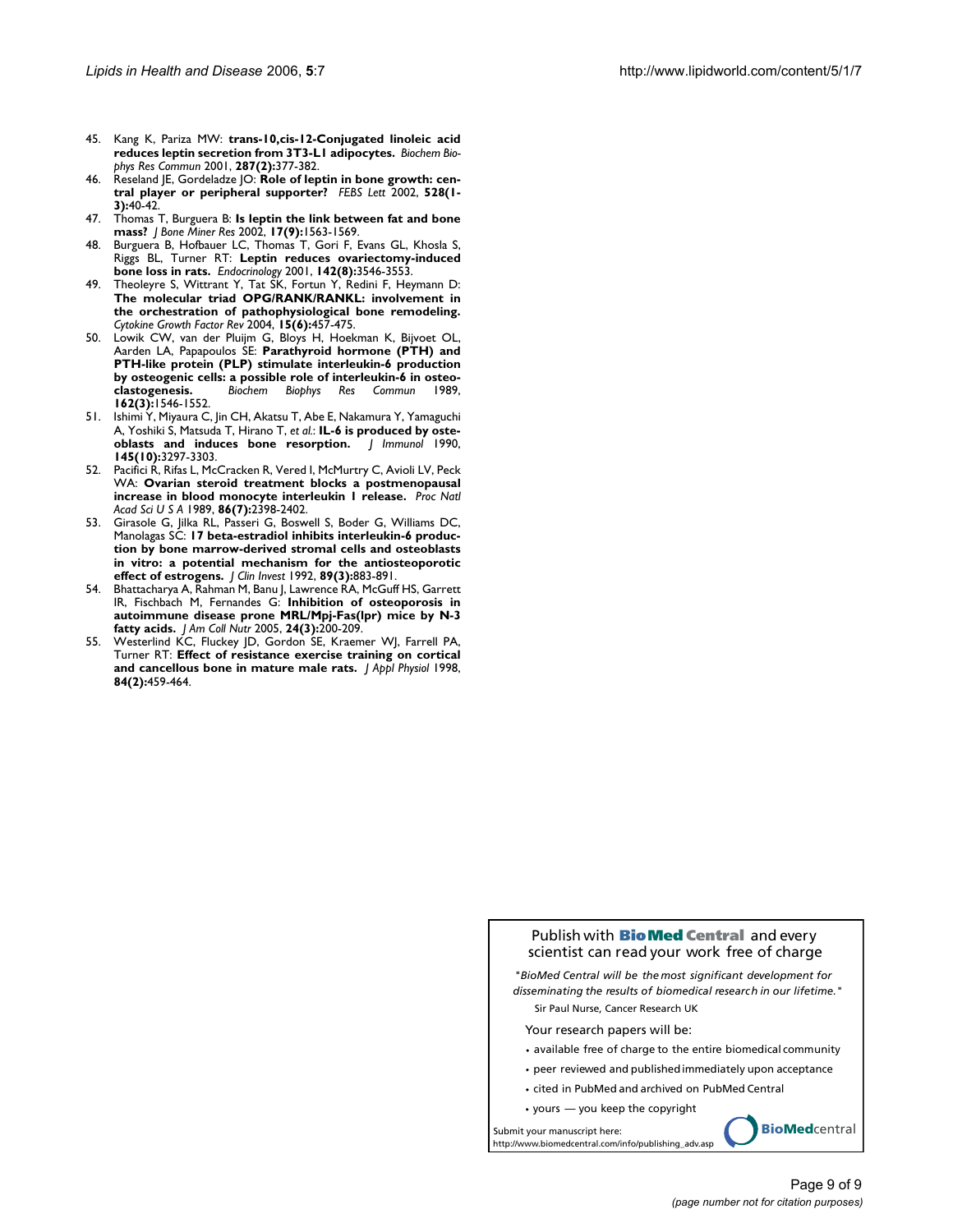45. Kang K, Pariza MW: **trans-10,cis-12-Conjugated linoleic acid reduces leptin secretion from 3T3-L1 adipocytes.** *Biochem Biophys Res Commun* 2001, **287(2):**377-382.
46. Reseland JE, Gordeladze JO: **Role of leptin in bone growth: central player or peripheral supporter?** *FEBS Lett* 2002, **528(1-3):**40-42.
47. Thomas T, Burguera B: **Is leptin the link between fat and bone mass?** *J Bone Miner Res* 2002, **17(9):**1563-1569.
48. Burguera B, Hofbauer LC, Thomas T, Gori F, Evans GL, Khosla S, Riggs BL, Turner RT: **Leptin reduces ovariectomy-induced bone loss in rats.** *Endocrinology* 2001, **142(8):**3546-3553.
49. Theoleyre S, Wittrant Y, Tat SK, Fortun Y, Redini F, Heymann D: **The molecular triad OPG/RANK/RANKL: involvement in the orchestration of pathophysiological bone remodeling.** *Cytokine Growth Factor Rev* 2004, **15(6):**457-475.
50. Lowik CW, van der Pluijm G, Bloys H, Hoekman K, Bijvoet OL, Aarden LA, Papapoulos SE: **Parathyroid hormone (PTH) and PTH-like protein (PLP) stimulate interleukin-6 production by osteogenic cells: a possible role of interleukin-6 in osteoclastogenesis.** *Biochem Biophys Res Commun* 1989, **162(3):**1546-1552.
51. Ishimi Y, Miyaura C, Jin CH, Akatsu T, Abe E, Nakamura Y, Yamaguchi A, Yoshiki S, Matsuda T, Hirano T, *et al.*: **IL-6 is produced by osteoblasts and induces bone resorption.** *J Immunol* 1990, **145(10):**3297-3303.
52. Pacifici R, Rifas L, McCracken R, Vered I, McMurtry C, Avioli LV, Peck WA: **Ovarian steroid treatment blocks a postmenopausal increase in blood monocyte interleukin 1 release.** *Proc Natl Acad Sci U S A* 1989, **86(7):**2398-2402.
53. Girasole G, Jilka RL, Passeri G, Boswell S, Boder G, Williams DC, Manolagas SC: **17 beta-estradiol inhibits interleukin-6 production by bone marrow-derived stromal cells and osteoblasts in vitro: a potential mechanism for the antiosteoporotic effect of estrogens.** *J Clin Invest* 1992, **89(3):**883-891.
54. Bhattacharya A, Rahman M, Banu J, Lawrence RA, McGuff HS, Garrett IR, Fischbach M, Fernandes G: **Inhibition of osteoporosis in autoimmune disease prone MRL/Mpj-Fas(lpr) mice by N-3 fatty acids.** *J Am Coll Nutr* 2005, **24(3):**200-209.
55. Westerlind KC, Fluckey JD, Gordon SE, Kraemer WJ, Farrell PA, Turner RT: **Effect of resistance exercise training on cortical and cancellous bone in mature male rats.** *J Appl Physiol* 1998, **84(2):**459-464.

Publish with **BioMed Central** and every scientist can read your work free of charge

*"BioMed Central will be the most significant development for disseminating the results of biomedical research in our lifetime."*

Sir Paul Nurse, Cancer Research UK

Your research papers will be:

- available free of charge to the entire biomedical community
- peer reviewed and published immediately upon acceptance
- cited in PubMed and archived on PubMed Central
- yours — you keep the copyright

Submit your manuscript here:
http://www.biomedcentral.com/info/publishing_adv.asp

BioMedcentral